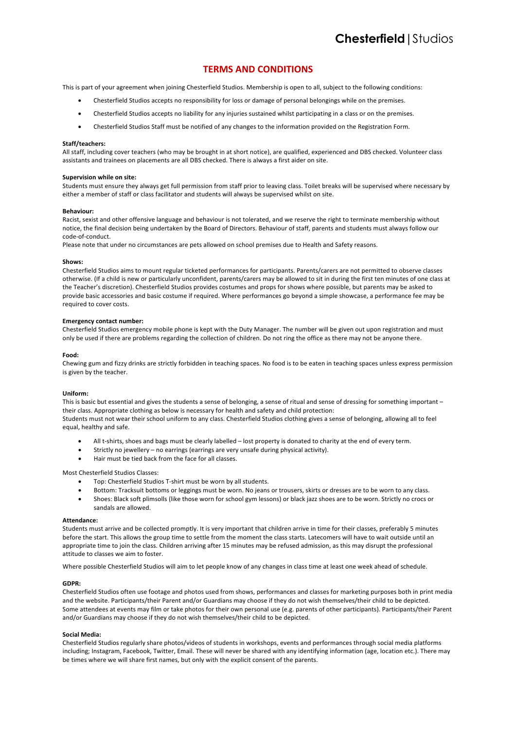**Chesterfield** | Studios

# TERMS AND CONDITIONS

This is part of your agreement when joining Chesterfield Studios. Membership is open to all, subject to the following conditions:

- Chesterfield Studios accepts no responsibility for loss or damage of personal belongings while on the premises.
- Chesterfield Studios accepts no liability for any injuries sustained whilst participating in a class or on the premises.
- Chesterfield Studios Staff must be notified of any changes to the information provided on the Registration Form.

**Staff/teachers:**
All staff, including cover teachers (who may be brought in at short notice), are qualified, experienced and DBS checked. Volunteer class assistants and trainees on placements are all DBS checked. There is always a first aider on site.

**Supervision while on site:**
Students must ensure they always get full permission from staff prior to leaving class. Toilet breaks will be supervised where necessary by either a member of staff or class facilitator and students will always be supervised whilst on site.

**Behaviour:**
Racist, sexist and other offensive language and behaviour is not tolerated, and we reserve the right to terminate membership without notice, the final decision being undertaken by the Board of Directors. Behaviour of staff, parents and students must always follow our code-of-conduct.
Please note that under no circumstances are pets allowed on school premises due to Health and Safety reasons.

**Shows:**
Chesterfield Studios aims to mount regular ticketed performances for participants. Parents/carers are not permitted to observe classes otherwise. (If a child is new or particularly unconfident, parents/carers may be allowed to sit in during the first ten minutes of one class at the Teacher's discretion). Chesterfield Studios provides costumes and props for shows where possible, but parents may be asked to provide basic accessories and basic costume if required. Where performances go beyond a simple showcase, a performance fee may be required to cover costs.

**Emergency contact number:**
Chesterfield Studios emergency mobile phone is kept with the Duty Manager. The number will be given out upon registration and must only be used if there are problems regarding the collection of children. Do not ring the office as there may not be anyone there.

**Food:**
Chewing gum and fizzy drinks are strictly forbidden in teaching spaces. No food is to be eaten in teaching spaces unless express permission is given by the teacher.

**Uniform:**
This is basic but essential and gives the students a sense of belonging, a sense of ritual and sense of dressing for something important – their class. Appropriate clothing as below is necessary for health and safety and child protection:
Students must not wear their school uniform to any class. Chesterfield Studios clothing gives a sense of belonging, allowing all to feel equal, healthy and safe.

- All t-shirts, shoes and bags must be clearly labelled – lost property is donated to charity at the end of every term.
- Strictly no jewellery – no earrings (earrings are very unsafe during physical activity).
- Hair must be tied back from the face for all classes.

Most Chesterfield Studios Classes:

- Top: Chesterfield Studios T-shirt must be worn by all students.
- Bottom: Tracksuit bottoms or leggings must be worn. No jeans or trousers, skirts or dresses are to be worn to any class.
- Shoes: Black soft plimsolls (like those worn for school gym lessons) or black jazz shoes are to be worn. Strictly no crocs or sandals are allowed.

**Attendance:**
Students must arrive and be collected promptly. It is very important that children arrive in time for their classes, preferably 5 minutes before the start. This allows the group time to settle from the moment the class starts. Latecomers will have to wait outside until an appropriate time to join the class. Children arriving after 15 minutes may be refused admission, as this may disrupt the professional attitude to classes we aim to foster.

Where possible Chesterfield Studios will aim to let people know of any changes in class time at least one week ahead of schedule.

**GDPR:**
Chesterfield Studios often use footage and photos used from shows, performances and classes for marketing purposes both in print media and the website. Participants/their Parent and/or Guardians may choose if they do not wish themselves/their child to be depicted.
Some attendees at events may film or take photos for their own personal use (e.g. parents of other participants). Participants/their Parent and/or Guardians may choose if they do not wish themselves/their child to be depicted.

**Social Media:**
Chesterfield Studios regularly share photos/videos of students in workshops, events and performances through social media platforms including; Instagram, Facebook, Twitter, Email. These will never be shared with any identifying information (age, location etc.). There may be times where we will share first names, but only with the explicit consent of the parents.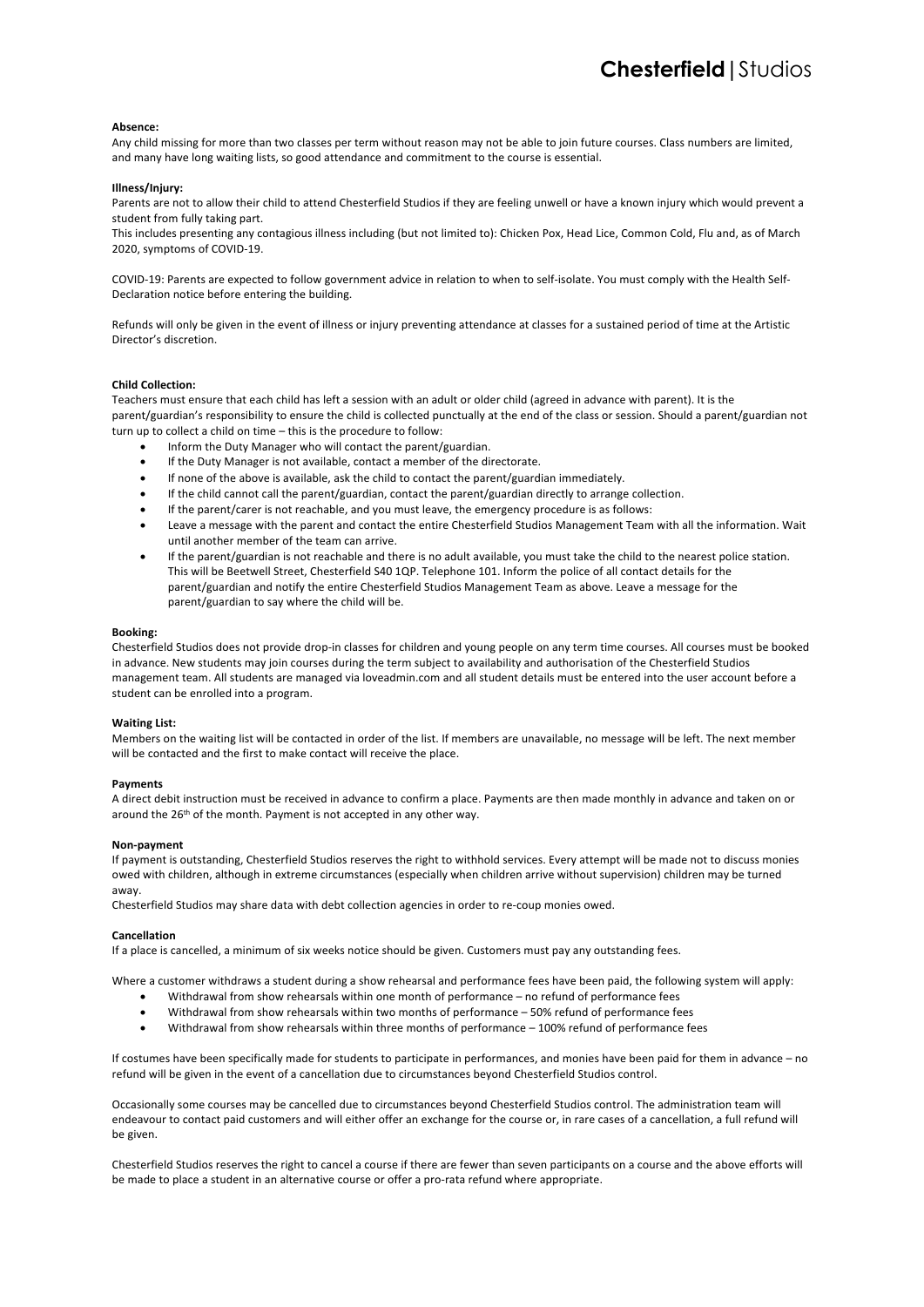**Absence:**
Any child missing for more than two classes per term without reason may not be able to join future courses. Class numbers are limited, and many have long waiting lists, so good attendance and commitment to the course is essential.

**Illness/Injury:**
Parents are not to allow their child to attend Chesterfield Studios if they are feeling unwell or have a known injury which would prevent a student from fully taking part.
This includes presenting any contagious illness including (but not limited to): Chicken Pox, Head Lice, Common Cold, Flu and, as of March 2020, symptoms of COVID-19.

COVID-19: Parents are expected to follow government advice in relation to when to self-isolate. You must comply with the Health Self-Declaration notice before entering the building.

Refunds will only be given in the event of illness or injury preventing attendance at classes for a sustained period of time at the Artistic Director's discretion.

**Child Collection:**
Teachers must ensure that each child has left a session with an adult or older child (agreed in advance with parent). It is the parent/guardian's responsibility to ensure the child is collected punctually at the end of the class or session. Should a parent/guardian not turn up to collect a child on time – this is the procedure to follow:

- Inform the Duty Manager who will contact the parent/guardian.
- If the Duty Manager is not available, contact a member of the directorate.
- If none of the above is available, ask the child to contact the parent/guardian immediately.
- If the child cannot call the parent/guardian, contact the parent/guardian directly to arrange collection.
- If the parent/carer is not reachable, and you must leave, the emergency procedure is as follows:
- Leave a message with the parent and contact the entire Chesterfield Studios Management Team with all the information. Wait until another member of the team can arrive.
- If the parent/guardian is not reachable and there is no adult available, you must take the child to the nearest police station. This will be Beetwell Street, Chesterfield S40 1QP. Telephone 101. Inform the police of all contact details for the parent/guardian and notify the entire Chesterfield Studios Management Team as above. Leave a message for the parent/guardian to say where the child will be.

**Booking:**
Chesterfield Studios does not provide drop-in classes for children and young people on any term time courses. All courses must be booked in advance. New students may join courses during the term subject to availability and authorisation of the Chesterfield Studios management team. All students are managed via loveadmin.com and all student details must be entered into the user account before a student can be enrolled into a program.

**Waiting List:**
Members on the waiting list will be contacted in order of the list. If members are unavailable, no message will be left. The next member will be contacted and the first to make contact will receive the place.

**Payments**
A direct debit instruction must be received in advance to confirm a place. Payments are then made monthly in advance and taken on or around the 26th of the month. Payment is not accepted in any other way.

**Non-payment**
If payment is outstanding, Chesterfield Studios reserves the right to withhold services. Every attempt will be made not to discuss monies owed with children, although in extreme circumstances (especially when children arrive without supervision) children may be turned away.
Chesterfield Studios may share data with debt collection agencies in order to re-coup monies owed.

**Cancellation**
If a place is cancelled, a minimum of six weeks notice should be given. Customers must pay any outstanding fees.

Where a customer withdraws a student during a show rehearsal and performance fees have been paid, the following system will apply:

- Withdrawal from show rehearsals within one month of performance – no refund of performance fees
- Withdrawal from show rehearsals within two months of performance – 50% refund of performance fees
- Withdrawal from show rehearsals within three months of performance – 100% refund of performance fees

If costumes have been specifically made for students to participate in performances, and monies have been paid for them in advance – no refund will be given in the event of a cancellation due to circumstances beyond Chesterfield Studios control.

Occasionally some courses may be cancelled due to circumstances beyond Chesterfield Studios control. The administration team will endeavour to contact paid customers and will either offer an exchange for the course or, in rare cases of a cancellation, a full refund will be given.

Chesterfield Studios reserves the right to cancel a course if there are fewer than seven participants on a course and the above efforts will be made to place a student in an alternative course or offer a pro-rata refund where appropriate.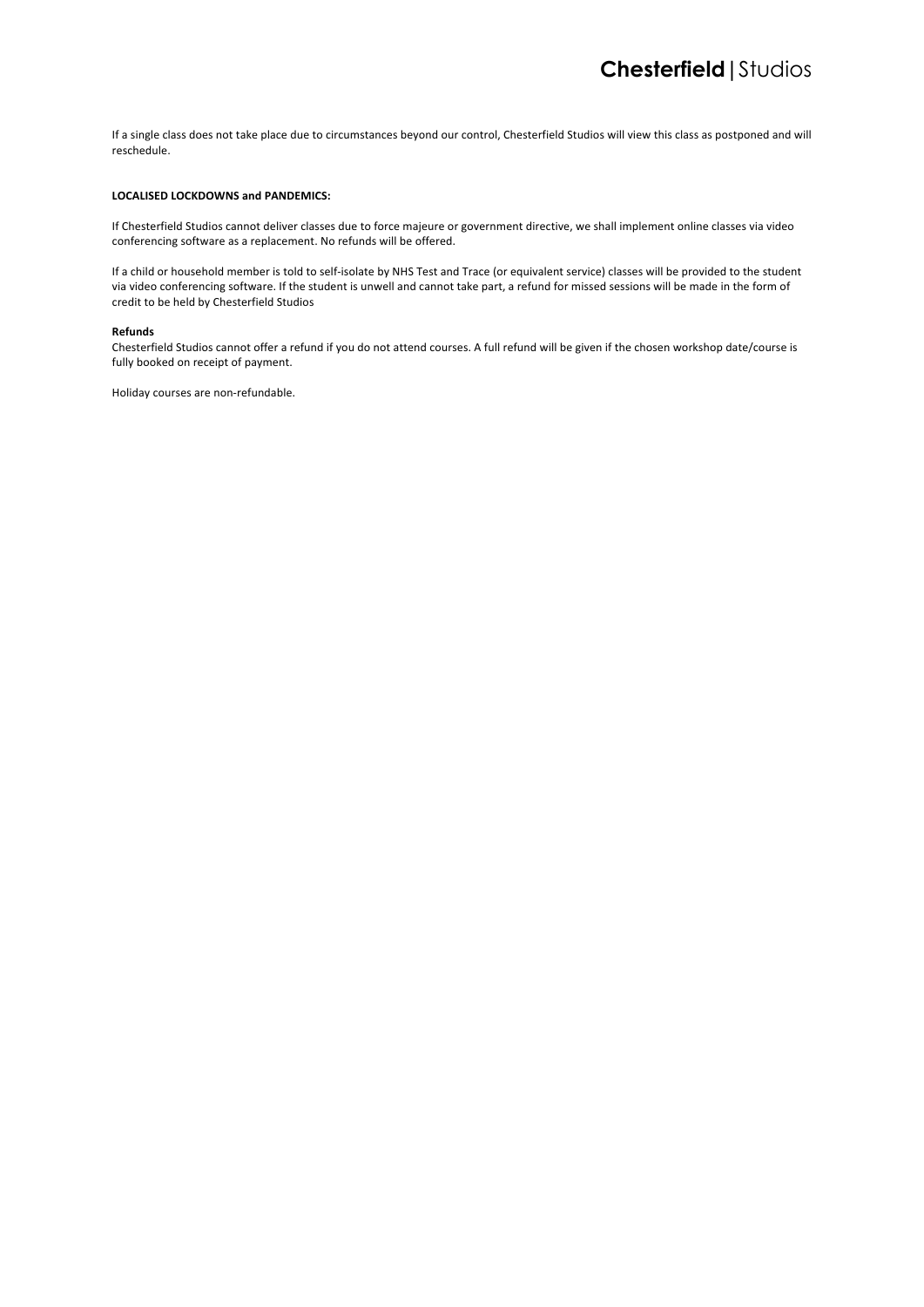If a single class does not take place due to circumstances beyond our control, Chesterfield Studios will view this class as postponed and will reschedule.

**LOCALISED LOCKDOWNS and PANDEMICS:**

If Chesterfield Studios cannot deliver classes due to force majeure or government directive, we shall implement online classes via video conferencing software as a replacement. No refunds will be offered.

If a child or household member is told to self-isolate by NHS Test and Trace (or equivalent service) classes will be provided to the student via video conferencing software. If the student is unwell and cannot take part, a refund for missed sessions will be made in the form of credit to be held by Chesterfield Studios

**Refunds**

Chesterfield Studios cannot offer a refund if you do not attend courses. A full refund will be given if the chosen workshop date/course is fully booked on receipt of payment.

Holiday courses are non-refundable.